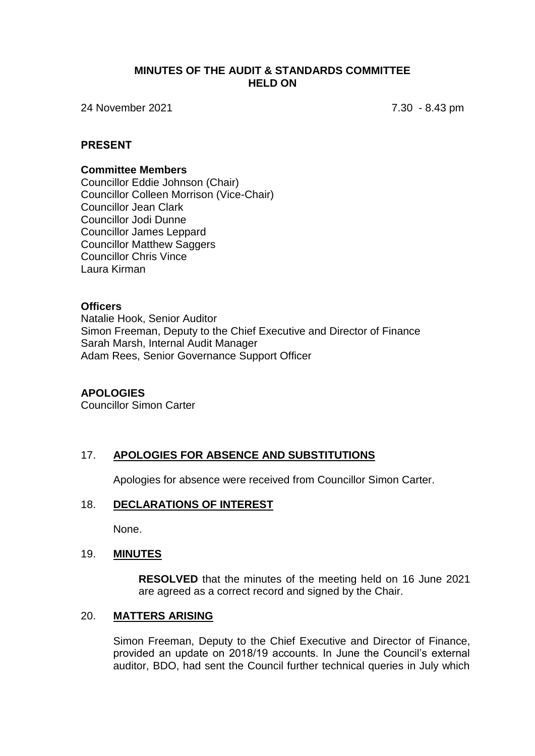# MINUTES OF THE AUDIT & STANDARDS COMMITTEE HELD ON

24 November 2021 7.30 - 8.43 pm

## PRESENT

**Committee Members**
Councillor Eddie Johnson (Chair)
Councillor Colleen Morrison (Vice-Chair)
Councillor Jean Clark
Councillor Jodi Dunne
Councillor James Leppard
Councillor Matthew Saggers
Councillor Chris Vince
Laura Kirman

**Officers**
Natalie Hook, Senior Auditor
Simon Freeman, Deputy to the Chief Executive and Director of Finance
Sarah Marsh, Internal Audit Manager
Adam Rees, Senior Governance Support Officer

## APOLOGIES

Councillor Simon Carter

## 17. APOLOGIES FOR ABSENCE AND SUBSTITUTIONS

Apologies for absence were received from Councillor Simon Carter.

## 18. DECLARATIONS OF INTEREST

None.

## 19. MINUTES

**RESOLVED** that the minutes of the meeting held on 16 June 2021 are agreed as a correct record and signed by the Chair.

## 20. MATTERS ARISING

Simon Freeman, Deputy to the Chief Executive and Director of Finance, provided an update on 2018/19 accounts. In June the Council's external auditor, BDO, had sent the Council further technical queries in July which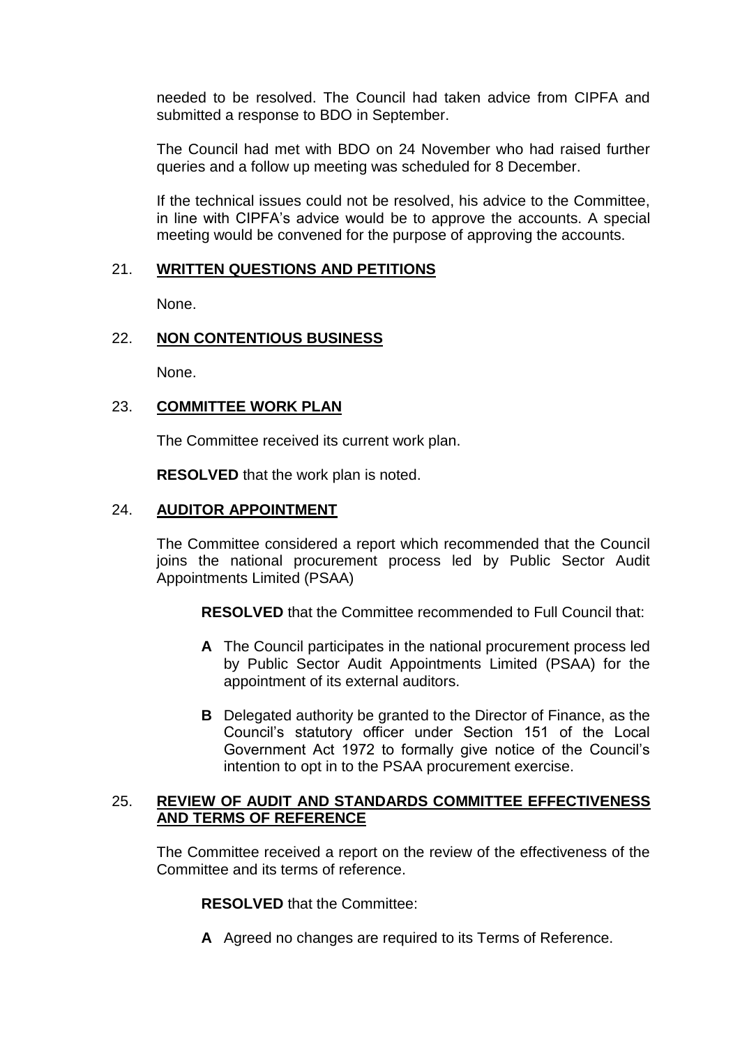needed to be resolved. The Council had taken advice from CIPFA and submitted a response to BDO in September.

The Council had met with BDO on 24 November who had raised further queries and a follow up meeting was scheduled for 8 December.

If the technical issues could not be resolved, his advice to the Committee, in line with CIPFA's advice would be to approve the accounts. A special meeting would be convened for the purpose of approving the accounts.

## 21. **WRITTEN QUESTIONS AND PETITIONS**

None.

## 22. **NON CONTENTIOUS BUSINESS**

None.

## 23. **COMMITTEE WORK PLAN**

The Committee received its current work plan.

**RESOLVED** that the work plan is noted.

## 24. **AUDITOR APPOINTMENT**

The Committee considered a report which recommended that the Council joins the national procurement process led by Public Sector Audit Appointments Limited (PSAA)

**RESOLVED** that the Committee recommended to Full Council that:

- **A** The Council participates in the national procurement process led by Public Sector Audit Appointments Limited (PSAA) for the appointment of its external auditors.
- **B** Delegated authority be granted to the Director of Finance, as the Council's statutory officer under Section 151 of the Local Government Act 1972 to formally give notice of the Council's intention to opt in to the PSAA procurement exercise.

## 25. **REVIEW OF AUDIT AND STANDARDS COMMITTEE EFFECTIVENESS AND TERMS OF REFERENCE**

The Committee received a report on the review of the effectiveness of the Committee and its terms of reference.

**RESOLVED** that the Committee:

- **A** Agreed no changes are required to its Terms of Reference.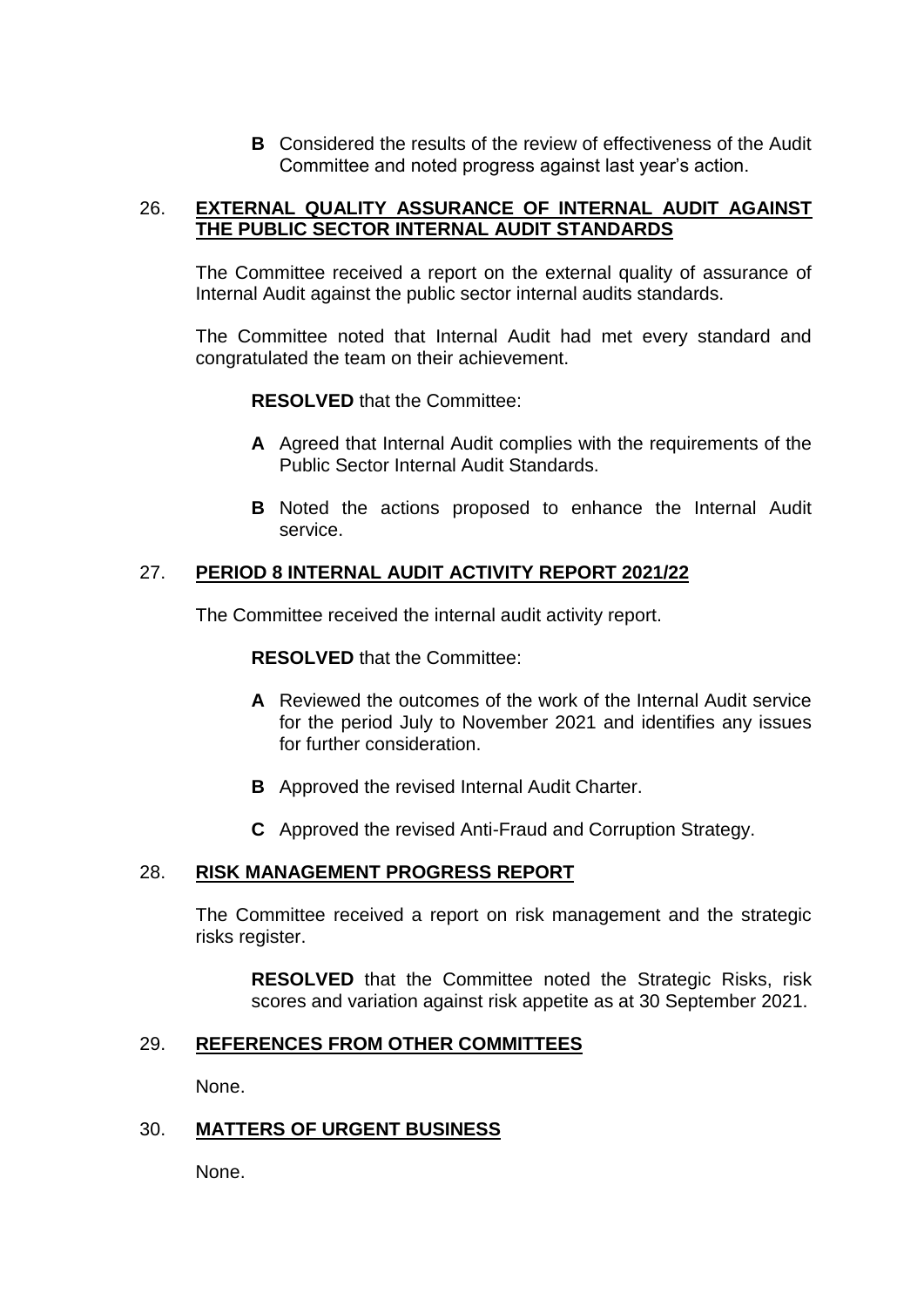**B** Considered the results of the review of effectiveness of the Audit Committee and noted progress against last year's action.

## 26. EXTERNAL QUALITY ASSURANCE OF INTERNAL AUDIT AGAINST THE PUBLIC SECTOR INTERNAL AUDIT STANDARDS

The Committee received a report on the external quality of assurance of Internal Audit against the public sector internal audits standards.

The Committee noted that Internal Audit had met every standard and congratulated the team on their achievement.

**RESOLVED** that the Committee:

**A** Agreed that Internal Audit complies with the requirements of the Public Sector Internal Audit Standards.

**B** Noted the actions proposed to enhance the Internal Audit service.

## 27. PERIOD 8 INTERNAL AUDIT ACTIVITY REPORT 2021/22

The Committee received the internal audit activity report.

**RESOLVED** that the Committee:

**A** Reviewed the outcomes of the work of the Internal Audit service for the period July to November 2021 and identifies any issues for further consideration.

**B** Approved the revised Internal Audit Charter.

**C** Approved the revised Anti-Fraud and Corruption Strategy.

## 28. RISK MANAGEMENT PROGRESS REPORT

The Committee received a report on risk management and the strategic risks register.

**RESOLVED** that the Committee noted the Strategic Risks, risk scores and variation against risk appetite as at 30 September 2021.

## 29. REFERENCES FROM OTHER COMMITTEES

None.

## 30. MATTERS OF URGENT BUSINESS

None.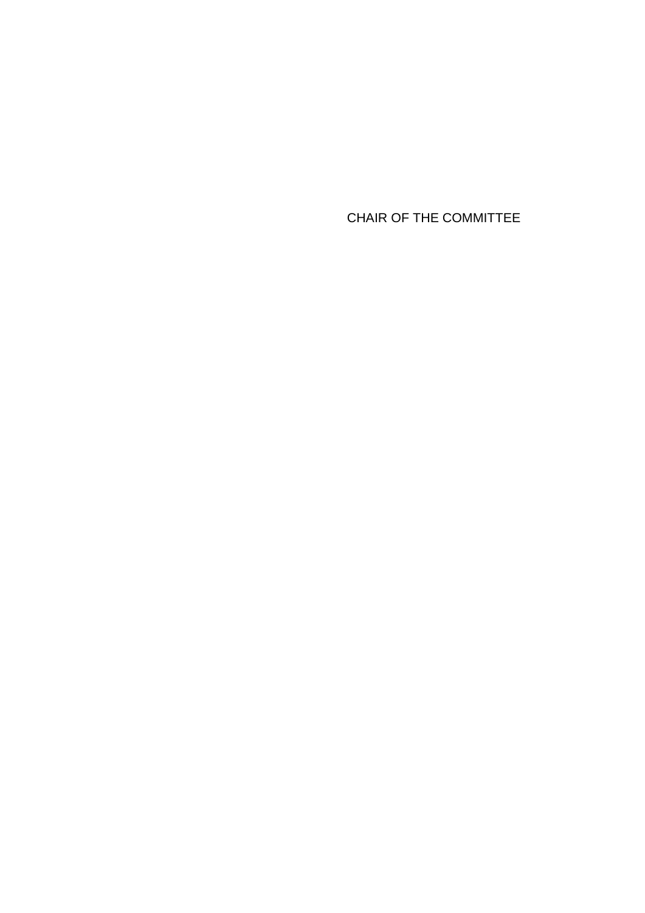CHAIR OF THE COMMITTEE